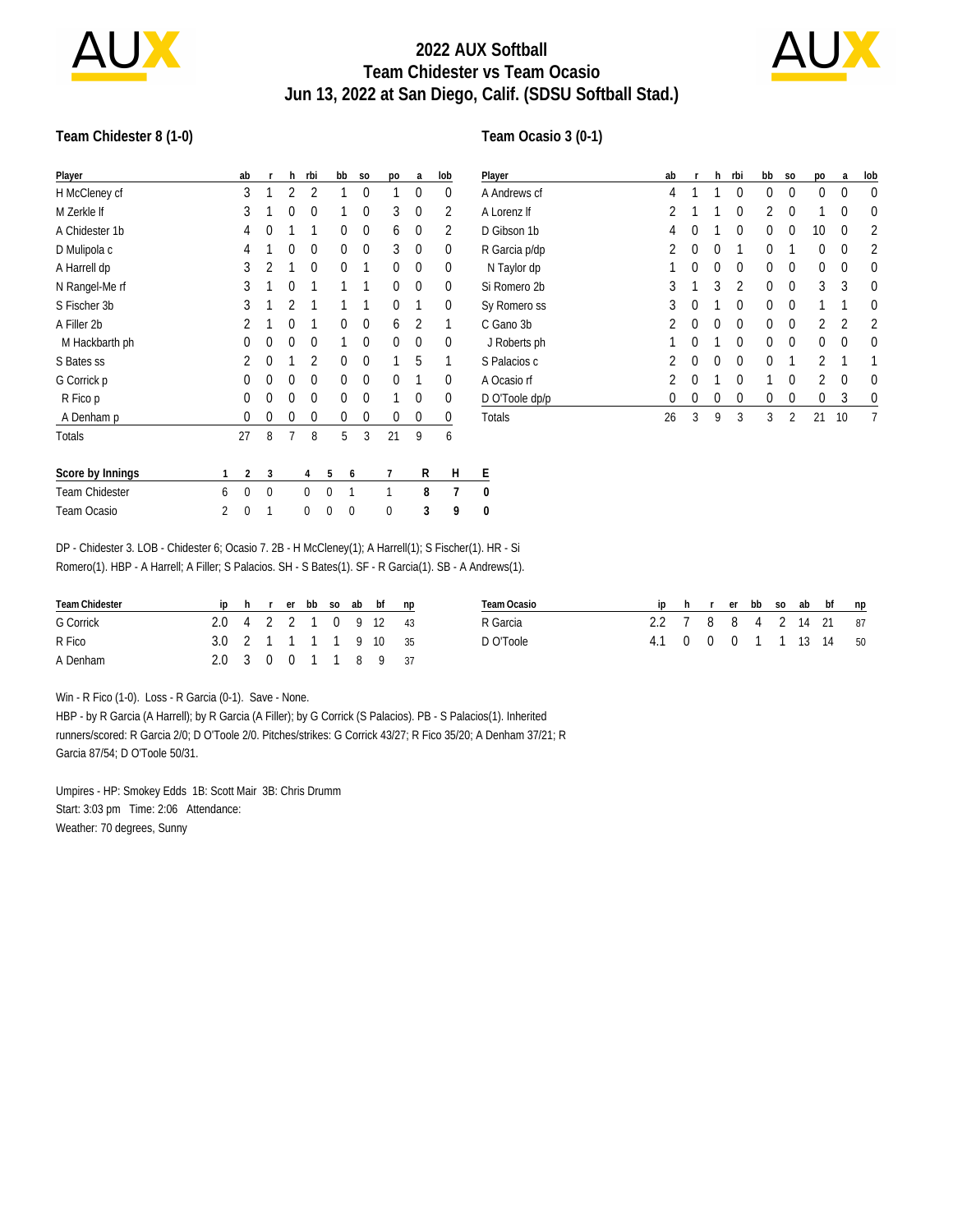# 2022 AUX Softball
## Team Chidester vs Team Ocasio
## Jun 13, 2022 at San Diego, Calif. (SDSU Softball Stad.)

### Team Chidester 8 (1-0)

| Player | ab | r | h | rbi | bb | so | po | a | lob |
|---|---|---|---|---|---|---|---|---|---|
| H McCleney cf | 3 | 1 | 2 | 2 | 1 | 0 | 1 | 0 | 0 |
| M Zerkle lf | 3 | 1 | 0 | 0 | 1 | 0 | 3 | 0 | 2 |
| A Chidester 1b | 4 | 0 | 1 | 1 | 0 | 0 | 6 | 0 | 2 |
| D Mulipola c | 4 | 1 | 0 | 0 | 0 | 0 | 3 | 0 | 0 |
| A Harrell dp | 3 | 2 | 1 | 0 | 0 | 1 | 0 | 0 | 0 |
| N Rangel-Me rf | 3 | 1 | 0 | 1 | 1 | 1 | 0 | 0 | 0 |
| S Fischer 3b | 3 | 1 | 2 | 1 | 1 | 1 | 0 | 1 | 0 |
| A Filler 2b | 2 | 1 | 0 | 1 | 0 | 0 | 6 | 2 | 1 |
| M Hackbarth ph | 0 | 0 | 0 | 0 | 1 | 0 | 0 | 0 | 0 |
| S Bates ss | 2 | 0 | 1 | 2 | 0 | 0 | 1 | 5 | 1 |
| G Corrick p | 0 | 0 | 0 | 0 | 0 | 0 | 0 | 1 | 0 |
| R Fico p | 0 | 0 | 0 | 0 | 0 | 0 | 1 | 0 | 0 |
| A Denham p | 0 | 0 | 0 | 0 | 0 | 0 | 0 | 0 | 0 |
| Totals | 27 | 8 | 7 | 8 | 5 | 3 | 21 | 9 | 6 |

### Team Ocasio 3 (0-1)

| Player | ab | r | h | rbi | bb | so | po | a | lob |
|---|---|---|---|---|---|---|---|---|---|
| A Andrews cf | 4 | 1 | 1 | 0 | 0 | 0 | 0 | 0 | 0 |
| A Lorenz lf | 2 | 1 | 1 | 0 | 2 | 0 | 1 | 0 | 0 |
| D Gibson 1b | 4 | 0 | 1 | 0 | 0 | 0 | 10 | 0 | 2 |
| R Garcia p/dp | 2 | 0 | 0 | 1 | 0 | 1 | 0 | 0 | 2 |
| N Taylor dp | 1 | 0 | 0 | 0 | 0 | 0 | 0 | 0 | 0 |
| Si Romero 2b | 3 | 1 | 3 | 2 | 0 | 0 | 3 | 3 | 0 |
| Sy Romero ss | 3 | 0 | 1 | 0 | 0 | 0 | 1 | 1 | 0 |
| C Gano 3b | 2 | 0 | 0 | 0 | 0 | 0 | 2 | 2 | 2 |
| J Roberts ph | 1 | 0 | 1 | 0 | 0 | 0 | 0 | 0 | 0 |
| S Palacios c | 2 | 0 | 0 | 0 | 0 | 1 | 2 | 1 | 1 |
| A Ocasio rf | 2 | 0 | 1 | 0 | 1 | 0 | 2 | 0 | 0 |
| D O'Toole dp/p | 0 | 0 | 0 | 0 | 0 | 0 | 0 | 3 | 0 |
| Totals | 26 | 3 | 9 | 3 | 3 | 2 | 21 | 10 | 7 |

| Score by Innings | 1 | 2 | 3 | 4 | 5 | 6 | 7 | R | H | E |
|---|---|---|---|---|---|---|---|---|---|---|
| Team Chidester | 6 | 0 | 0 | 0 | 0 | 1 | 1 | **8** | **7** | **0** |
| Team Ocasio | 2 | 0 | 1 | 0 | 0 | 0 | 0 | **3** | **9** | **0** |

DP - Chidester 3. LOB - Chidester 6; Ocasio 7. 2B - H McCleney(1); A Harrell(1); S Fischer(1). HR - Si Romero(1). HBP - A Harrell; A Filler; S Palacios. SH - S Bates(1). SF - R Garcia(1). SB - A Andrews(1).

| Team Chidester | ip | h | r | er | bb | so | ab | bf | np |
|---|---|---|---|---|---|---|---|---|---|
| G Corrick | 2.0 | 4 | 2 | 2 | 1 | 0 | 9 | 12 | 43 |
| R Fico | 3.0 | 2 | 1 | 1 | 1 | 1 | 9 | 10 | 35 |
| A Denham | 2.0 | 3 | 0 | 0 | 1 | 1 | 8 | 9 | 37 |

| Team Ocasio | ip | h | r | er | bb | so | ab | bf | np |
|---|---|---|---|---|---|---|---|---|---|
| R Garcia | 2.2 | 7 | 8 | 8 | 4 | 2 | 14 | 21 | 87 |
| D O'Toole | 4.1 | 0 | 0 | 0 | 1 | 1 | 13 | 14 | 50 |

Win - R Fico (1-0). Loss - R Garcia (0-1). Save - None.
HBP - by R Garcia (A Harrell); by R Garcia (A Filler); by G Corrick (S Palacios). PB - S Palacios(1). Inherited runners/scored: R Garcia 2/0; D O'Toole 2/0. Pitches/strikes: G Corrick 43/27; R Fico 35/20; A Denham 37/21; R Garcia 87/54; D O'Toole 50/31.

Umpires - HP: Smokey Edds 1B: Scott Mair 3B: Chris Drumm
Start: 3:03 pm Time: 2:06 Attendance:
Weather: 70 degrees, Sunny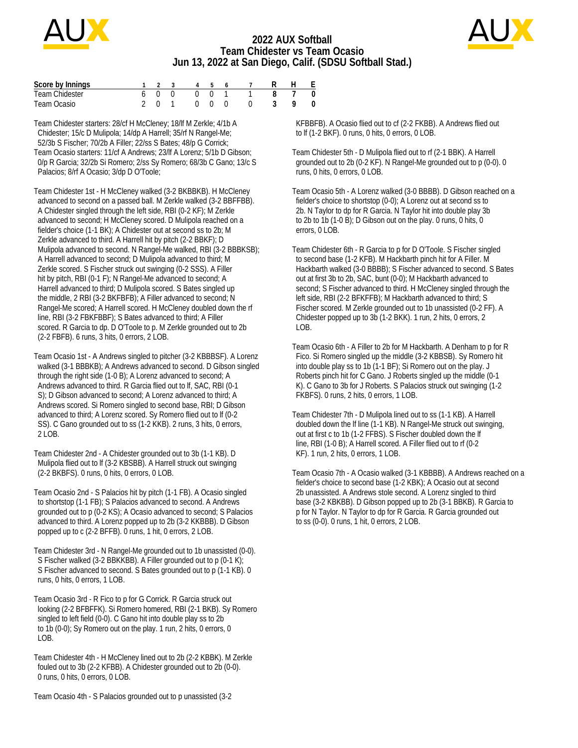# 2022 AUX Softball
## Team Chidester vs Team Ocasio
## Jun 13, 2022 at San Diego, Calif. (SDSU Softball Stad.)

| Score by Innings | 1 | 2 | 3 | 4 | 5 | 6 | 7 | R | H | E |
|---|---|---|---|---|---|---|---|---|---|---|
| Team Chidester | 6 | 0 | 0 | 0 | 0 | 1 | 1 | 8 | 7 | 0 |
| Team Ocasio | 2 | 0 | 1 | 0 | 0 | 0 | 0 | 3 | 9 | 0 |

Team Chidester starters: 28/cf H McCleney; 18/lf M Zerkle; 4/1b A Chidester; 15/c D Mulipola; 14/dp A Harrell; 35/rf N Rangel-Me; 52/3b S Fischer; 70/2b A Filler; 22/ss S Bates; 48/p G Corrick;
Team Ocasio starters: 11/cf A Andrews; 23/lf A Lorenz; 5/1b D Gibson; 0/p R Garcia; 32/2b Si Romero; 2/ss Sy Romero; 68/3b C Gano; 13/c S Palacios; 8/rf A Ocasio; 3/dp D O'Toole;

Team Chidester 1st - H McCleney walked (3-2 BKBBKB). H McCleney advanced to second on a passed ball. M Zerkle walked (3-2 BBFFBB). A Chidester singled through the left side, RBI (0-2 KF); M Zerkle advanced to second; H McCleney scored. D Mulipola reached on a fielder's choice (1-1 BK); A Chidester out at second ss to 2b; M Zerkle advanced to third. A Harrell hit by pitch (2-2 BBKF); D Mulipola advanced to second. N Rangel-Me walked, RBI (3-2 BBBKSB); A Harrell advanced to second; D Mulipola advanced to third; M Zerkle scored. S Fischer struck out swinging (0-2 SSS). A Filler hit by pitch, RBI (0-1 F); N Rangel-Me advanced to second; A Harrell advanced to third; D Mulipola scored. S Bates singled up the middle, 2 RBI (3-2 BKFBFB); A Filler advanced to second; N Rangel-Me scored; A Harrell scored. H McCleney doubled down the rf line, RBI (3-2 FBKFBBF); S Bates advanced to third; A Filler scored. R Garcia to dp. D O'Toole to p. M Zerkle grounded out to 2b (2-2 FBFB). 6 runs, 3 hits, 0 errors, 2 LOB.

Team Ocasio 1st - A Andrews singled to pitcher (3-2 KBBBSF). A Lorenz walked (3-1 BBBKB); A Andrews advanced to second. D Gibson singled through the right side (1-0 B); A Lorenz advanced to second; A Andrews advanced to third. R Garcia flied out to lf, SAC, RBI (0-1 S); D Gibson advanced to second; A Lorenz advanced to third; A Andrews scored. Si Romero singled to second base, RBI; D Gibson advanced to third; A Lorenz scored. Sy Romero flied out to lf (0-2 SS). C Gano grounded out to ss (1-2 KKB). 2 runs, 3 hits, 0 errors, 2 LOB.

Team Chidester 2nd - A Chidester grounded out to 3b (1-1 KB). D Mulipola flied out to lf (3-2 KBSBB). A Harrell struck out swinging (2-2 BKBFS). 0 runs, 0 hits, 0 errors, 0 LOB.

Team Ocasio 2nd - S Palacios hit by pitch (1-1 FB). A Ocasio singled to shortstop (1-1 FB); S Palacios advanced to second. A Andrews grounded out to p (0-2 KS); A Ocasio advanced to second; S Palacios advanced to third. A Lorenz popped up to 2b (3-2 KKBBB). D Gibson popped up to c (2-2 BFFB). 0 runs, 1 hit, 0 errors, 2 LOB.

Team Chidester 3rd - N Rangel-Me grounded out to 1b unassisted (0-0). S Fischer walked (3-2 BBKKBB). A Filler grounded out to p (0-1 K); S Fischer advanced to second. S Bates grounded out to p (1-1 KB). 0 runs, 0 hits, 0 errors, 1 LOB.

Team Ocasio 3rd - R Fico to p for G Corrick. R Garcia struck out looking (2-2 BFBFFK). Si Romero homered, RBI (2-1 BKB). Sy Romero singled to left field (0-0). C Gano hit into double play ss to 2b to 1b (0-0); Sy Romero out on the play. 1 run, 2 hits, 0 errors, 0 LOB.

Team Chidester 4th - H McCleney lined out to 2b (2-2 KBBK). M Zerkle fouled out to 3b (2-2 KFBB). A Chidester grounded out to 2b (0-0). 0 runs, 0 hits, 0 errors, 0 LOB.

Team Ocasio 4th - S Palacios grounded out to p unassisted (3-2 KFBBFB). A Ocasio flied out to cf (2-2 FKBB). A Andrews flied out to lf (1-2 BKF). 0 runs, 0 hits, 0 errors, 0 LOB.

Team Chidester 5th - D Mulipola flied out to rf (2-1 BBK). A Harrell grounded out to 2b (0-2 KF). N Rangel-Me grounded out to p (0-0). 0 runs, 0 hits, 0 errors, 0 LOB.

Team Ocasio 5th - A Lorenz walked (3-0 BBBB). D Gibson reached on a fielder's choice to shortstop (0-0); A Lorenz out at second ss to 2b. N Taylor to dp for R Garcia. N Taylor hit into double play 3b to 2b to 1b (1-0 B); D Gibson out on the play. 0 runs, 0 hits, 0 errors, 0 LOB.

Team Chidester 6th - R Garcia to p for D O'Toole. S Fischer singled to second base (1-2 KFB). M Hackbarth pinch hit for A Filler. M Hackbarth walked (3-0 BBBB); S Fischer advanced to second. S Bates out at first 3b to 2b, SAC, bunt (0-0); M Hackbarth advanced to second; S Fischer advanced to third. H McCleney singled through the left side, RBI (2-2 BFKFFB); M Hackbarth advanced to third; S Fischer scored. M Zerkle grounded out to 1b unassisted (0-2 FF). A Chidester popped up to 3b (1-2 BKK). 1 run, 2 hits, 0 errors, 2 LOB.

Team Ocasio 6th - A Filler to 2b for M Hackbarth. A Denham to p for R Fico. Si Romero singled up the middle (3-2 KBBSB). Sy Romero hit into double play ss to 1b (1-1 BF); Si Romero out on the play. J Roberts pinch hit for C Gano. J Roberts singled up the middle (0-1 K). C Gano to 3b for J Roberts. S Palacios struck out swinging (1-2 FKBFS). 0 runs, 2 hits, 0 errors, 1 LOB.

Team Chidester 7th - D Mulipola lined out to ss (1-1 KB). A Harrell doubled down the lf line (1-1 KB). N Rangel-Me struck out swinging, out at first c to 1b (1-2 FFBS). S Fischer doubled down the lf line, RBI (1-0 B); A Harrell scored. A Filler flied out to rf (0-2 KF). 1 run, 2 hits, 0 errors, 1 LOB.

Team Ocasio 7th - A Ocasio walked (3-1 KBBBB). A Andrews reached on a fielder's choice to second base (1-2 KBK); A Ocasio out at second 2b unassisted. A Andrews stole second. A Lorenz singled to third base (3-2 KBKBB). D Gibson popped up to 2b (3-1 BBKB). R Garcia to p for N Taylor. N Taylor to dp for R Garcia. R Garcia grounded out to ss (0-0). 0 runs, 1 hit, 0 errors, 2 LOB.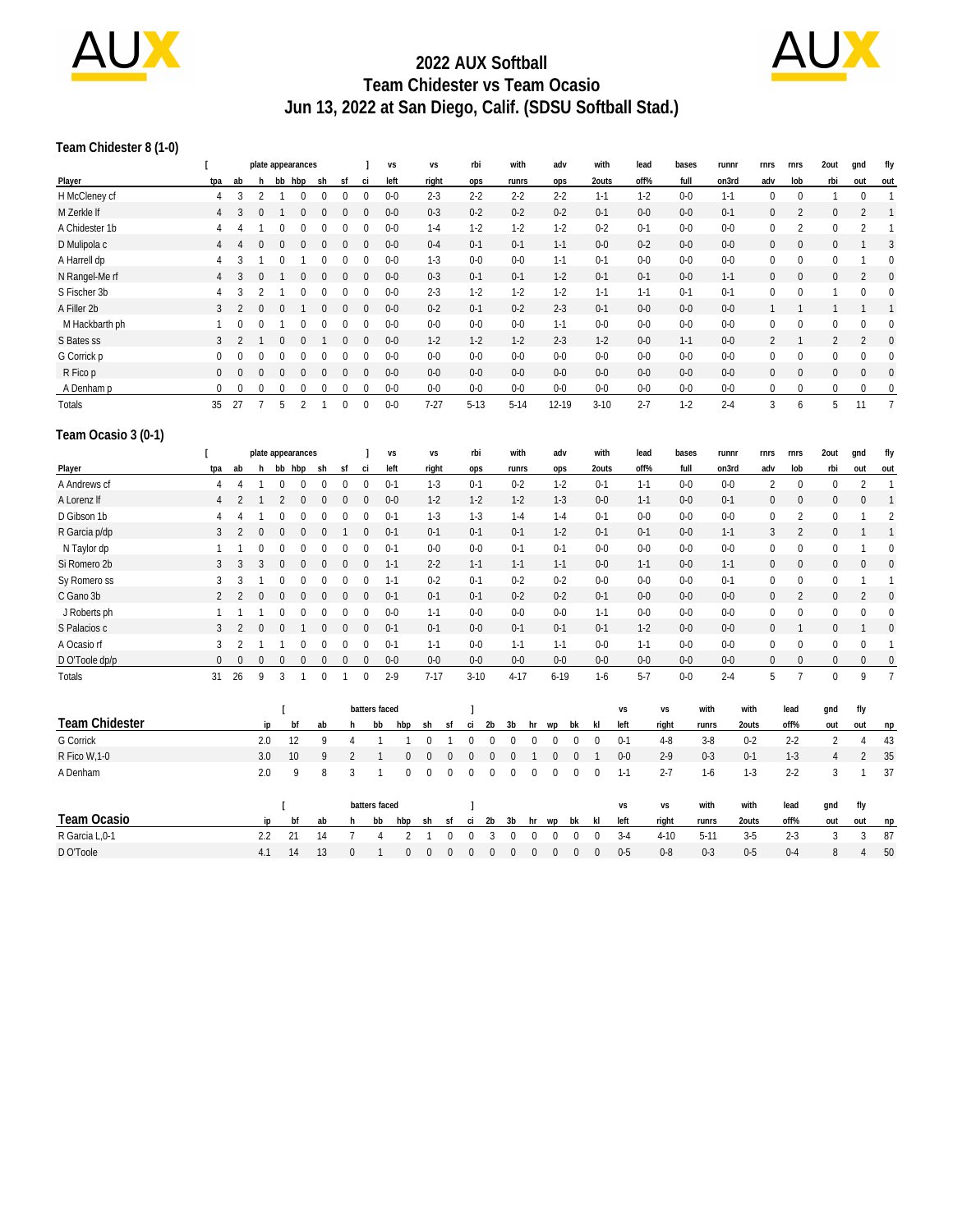# 2022 AUX Softball
## Team Chidester vs Team Ocasio
## Jun 13, 2022 at San Diego, Calif. (SDSU Softball Stad.)

### Team Chidester 8 (1-0)

| | [ | | | plate appearances | | | | ] | vs | vs | rbi | with | adv | with | lead | bases | runnr | rnrs | rnrs | 2out | gnd | fly |
|---|---|---|---|---|---|---|---|---|---|---|---|---|---|---|---|---|---|---|---|---|---|---|
| Player | tpa | ab | h | bb | hbp | sh | sf | ci | left | right | ops | runrs | ops | 2outs | off% | full | on3rd | adv | lob | rbi | out | out |
| H McCleney cf | 4 | 3 | 2 | 1 | 0 | 0 | 0 | 0 | 0-0 | 2-3 | 2-2 | 2-2 | 2-2 | 1-1 | 1-2 | 0-0 | 1-1 | 0 | 0 | 1 | 0 | 1 |
| M Zerkle lf | 4 | 3 | 0 | 1 | 0 | 0 | 0 | 0 | 0-0 | 0-3 | 0-2 | 0-2 | 0-2 | 0-1 | 0-0 | 0-0 | 0-1 | 0 | 2 | 0 | 2 | 1 |
| A Chidester 1b | 4 | 4 | 1 | 0 | 0 | 0 | 0 | 0 | 0-0 | 1-4 | 1-2 | 1-2 | 1-2 | 0-2 | 0-1 | 0-0 | 0-0 | 0 | 2 | 0 | 2 | 1 |
| D Mulipola c | 4 | 4 | 0 | 0 | 0 | 0 | 0 | 0 | 0-0 | 0-4 | 0-1 | 0-1 | 1-1 | 0-0 | 0-2 | 0-0 | 0-0 | 0 | 0 | 0 | 1 | 3 |
| A Harrell dp | 4 | 3 | 1 | 0 | 1 | 0 | 0 | 0 | 0-0 | 1-3 | 0-0 | 0-0 | 1-1 | 0-1 | 0-0 | 0-0 | 0-0 | 0 | 0 | 0 | 1 | 0 |
| N Rangel-Me rf | 4 | 3 | 0 | 1 | 0 | 0 | 0 | 0 | 0-0 | 0-3 | 0-1 | 0-1 | 1-2 | 0-1 | 0-1 | 0-0 | 1-1 | 0 | 0 | 0 | 2 | 0 |
| S Fischer 3b | 4 | 3 | 2 | 1 | 0 | 0 | 0 | 0 | 0-0 | 2-3 | 1-2 | 1-2 | 1-2 | 1-1 | 1-1 | 0-1 | 0-1 | 0 | 0 | 1 | 0 | 0 |
| A Filler 2b | 3 | 2 | 0 | 0 | 1 | 0 | 0 | 0 | 0-0 | 0-2 | 0-1 | 0-2 | 2-3 | 0-1 | 0-0 | 0-0 | 0-0 | 1 | 1 | 1 | 1 | 1 |
| M Hackbarth ph | 1 | 0 | 0 | 1 | 0 | 0 | 0 | 0 | 0-0 | 0-0 | 0-0 | 0-0 | 1-1 | 0-0 | 0-0 | 0-0 | 0-0 | 0 | 0 | 0 | 0 | 0 |
| S Bates ss | 3 | 2 | 1 | 0 | 0 | 1 | 0 | 0 | 0-0 | 1-2 | 1-2 | 1-2 | 2-3 | 1-2 | 0-0 | 1-1 | 0-0 | 2 | 1 | 2 | 2 | 0 |
| G Corrick p | 0 | 0 | 0 | 0 | 0 | 0 | 0 | 0 | 0-0 | 0-0 | 0-0 | 0-0 | 0-0 | 0-0 | 0-0 | 0-0 | 0-0 | 0 | 0 | 0 | 0 | 0 |
| R Fico p | 0 | 0 | 0 | 0 | 0 | 0 | 0 | 0 | 0-0 | 0-0 | 0-0 | 0-0 | 0-0 | 0-0 | 0-0 | 0-0 | 0-0 | 0 | 0 | 0 | 0 | 0 |
| A Denham p | 0 | 0 | 0 | 0 | 0 | 0 | 0 | 0 | 0-0 | 0-0 | 0-0 | 0-0 | 0-0 | 0-0 | 0-0 | 0-0 | 0-0 | 0 | 0 | 0 | 0 | 0 |
| Totals | 35 | 27 | 7 | 5 | 2 | 1 | 0 | 0 | 0-0 | 7-27 | 5-13 | 5-14 | 12-19 | 3-10 | 2-7 | 1-2 | 2-4 | 3 | 6 | 5 | 11 | 7 |

### Team Ocasio 3 (0-1)

| | [ | | | plate appearances | | | | ] | vs | vs | rbi | with | adv | with | lead | bases | runnr | rnrs | rnrs | 2out | gnd | fly |
|---|---|---|---|---|---|---|---|---|---|---|---|---|---|---|---|---|---|---|---|---|---|---|
| Player | tpa | ab | h | bb | hbp | sh | sf | ci | left | right | ops | runrs | ops | 2outs | off% | full | on3rd | adv | lob | rbi | out | out |
| A Andrews cf | 4 | 4 | 1 | 0 | 0 | 0 | 0 | 0 | 0-1 | 1-3 | 0-1 | 0-2 | 1-2 | 0-1 | 1-1 | 0-0 | 0-0 | 2 | 0 | 0 | 2 | 1 |
| A Lorenz lf | 4 | 2 | 1 | 2 | 0 | 0 | 0 | 0 | 0-0 | 1-2 | 1-2 | 1-2 | 1-3 | 0-0 | 1-1 | 0-0 | 0-1 | 0 | 0 | 0 | 0 | 1 |
| D Gibson 1b | 4 | 4 | 1 | 0 | 0 | 0 | 0 | 0 | 0-1 | 1-3 | 1-3 | 1-4 | 1-4 | 0-1 | 0-0 | 0-0 | 0-0 | 0 | 2 | 0 | 1 | 2 |
| R Garcia p/dp | 3 | 2 | 0 | 0 | 0 | 0 | 1 | 0 | 0-1 | 0-1 | 0-1 | 0-1 | 1-2 | 0-1 | 0-1 | 0-0 | 1-1 | 3 | 2 | 0 | 1 | 1 |
| N Taylor dp | 1 | 1 | 0 | 0 | 0 | 0 | 0 | 0 | 0-1 | 0-0 | 0-0 | 0-1 | 0-1 | 0-0 | 0-0 | 0-0 | 0-0 | 0 | 0 | 0 | 1 | 0 |
| Si Romero 2b | 3 | 3 | 3 | 0 | 0 | 0 | 0 | 0 | 1-1 | 2-2 | 1-1 | 1-1 | 1-1 | 0-0 | 1-1 | 0-0 | 1-1 | 0 | 0 | 0 | 0 | 0 |
| Sy Romero ss | 3 | 3 | 1 | 0 | 0 | 0 | 0 | 0 | 1-1 | 0-2 | 0-1 | 0-2 | 0-2 | 0-0 | 0-0 | 0-0 | 0-1 | 0 | 0 | 0 | 1 | 1 |
| C Gano 3b | 2 | 2 | 0 | 0 | 0 | 0 | 0 | 0 | 0-1 | 0-1 | 0-1 | 0-2 | 0-2 | 0-1 | 0-0 | 0-0 | 0-0 | 0 | 2 | 0 | 2 | 0 |
| J Roberts ph | 1 | 1 | 1 | 0 | 0 | 0 | 0 | 0 | 0-0 | 1-1 | 0-0 | 0-0 | 0-0 | 1-1 | 0-0 | 0-0 | 0-0 | 0 | 0 | 0 | 0 | 0 |
| S Palacios c | 3 | 2 | 0 | 0 | 1 | 0 | 0 | 0 | 0-1 | 0-1 | 0-0 | 0-1 | 0-1 | 0-1 | 1-2 | 0-0 | 0-0 | 0 | 1 | 0 | 1 | 0 |
| A Ocasio rf | 3 | 2 | 1 | 1 | 0 | 0 | 0 | 0 | 0-1 | 1-1 | 0-0 | 1-1 | 1-1 | 0-0 | 1-1 | 0-0 | 0-0 | 0 | 0 | 0 | 0 | 1 |
| D O'Toole dp/p | 0 | 0 | 0 | 0 | 0 | 0 | 0 | 0 | 0-0 | 0-0 | 0-0 | 0-0 | 0-0 | 0-0 | 0-0 | 0-0 | 0-0 | 0 | 0 | 0 | 0 | 0 |
| Totals | 31 | 26 | 9 | 3 | 1 | 0 | 1 | 0 | 2-9 | 7-17 | 3-10 | 4-17 | 6-19 | 1-6 | 5-7 | 0-0 | 2-4 | 5 | 7 | 0 | 9 | 7 |

| | | [ | | | batters faced | | | | | ] | | | | | | | vs | vs | with | with | lead | gnd | fly | |
|---|---|---|---|---|---|---|---|---|---|---|---|---|---|---|---|---|---|---|---|---|---|---|---|---|
| **Team Chidester** | ip | bf | ab | h | bb | hbp | sh | sf | ci | 2b | 3b | hr | wp | bk | kl | left | right | runrs | 2outs | off% | out | out | np |
| G Corrick | 2.0 | 12 | 9 | 4 | 1 | 1 | 0 | 1 | 0 | 0 | 0 | 0 | 0 | 0 | 0 | 0-1 | 4-8 | 3-8 | 0-2 | 2-2 | 2 | 4 | 43 |
| R Fico W,1-0 | 3.0 | 10 | 9 | 2 | 1 | 0 | 0 | 0 | 0 | 0 | 0 | 1 | 0 | 0 | 1 | 0-0 | 2-9 | 0-3 | 0-1 | 1-3 | 4 | 2 | 35 |
| A Denham | 2.0 | 9 | 8 | 3 | 1 | 0 | 0 | 0 | 0 | 0 | 0 | 0 | 0 | 0 | 0 | 1-1 | 2-7 | 1-6 | 1-3 | 2-2 | 3 | 1 | 37 |

| | | [ | | | batters faced | | | | | ] | | | | | | | vs | vs | with | with | lead | gnd | fly | |
|---|---|---|---|---|---|---|---|---|---|---|---|---|---|---|---|---|---|---|---|---|---|---|---|---|
| **Team Ocasio** | ip | bf | ab | h | bb | hbp | sh | sf | ci | 2b | 3b | hr | wp | bk | kl | left | right | runrs | 2outs | off% | out | out | np |
| R Garcia L,0-1 | 2.2 | 21 | 14 | 7 | 4 | 2 | 1 | 0 | 0 | 3 | 0 | 0 | 0 | 0 | 0 | 3-4 | 4-10 | 5-11 | 3-5 | 2-3 | 3 | 3 | 87 |
| D O'Toole | 4.1 | 14 | 13 | 0 | 1 | 0 | 0 | 0 | 0 | 0 | 0 | 0 | 0 | 0 | 0 | 0-5 | 0-8 | 0-3 | 0-5 | 0-4 | 8 | 4 | 50 |